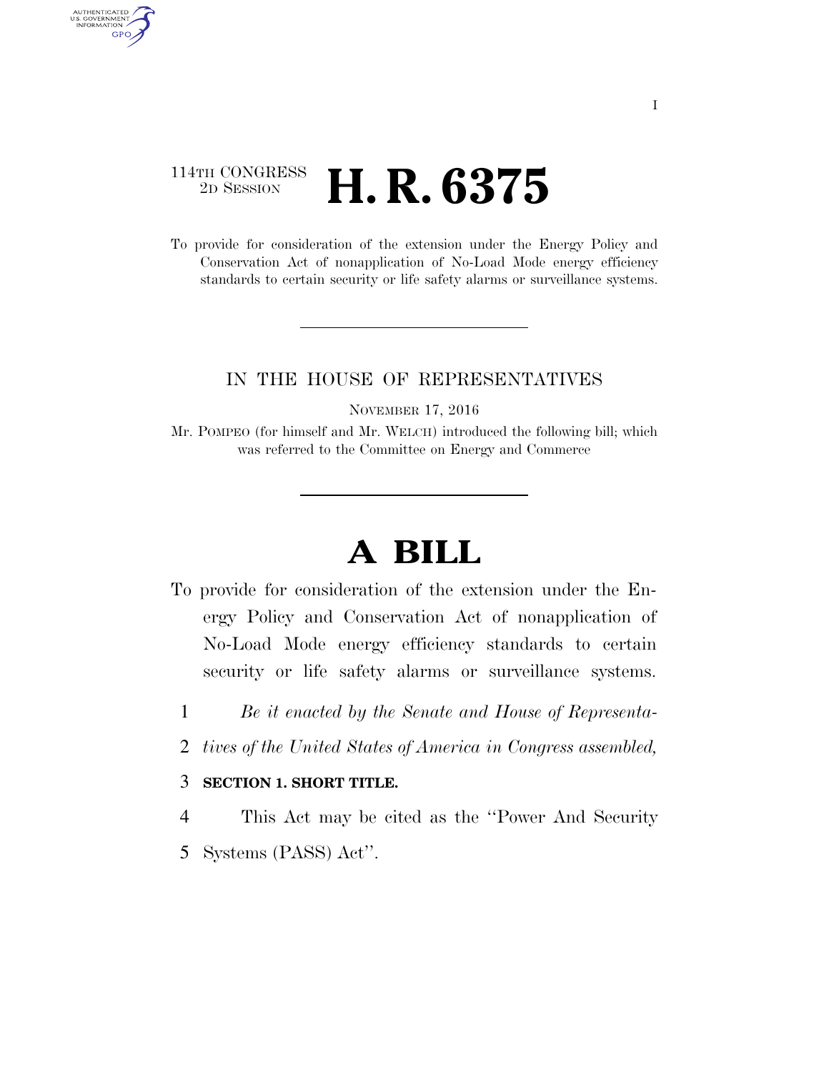114TH CONGRESS
2D SESSION

# H. R. 6375

To provide for consideration of the extension under the Energy Policy and Conservation Act of nonapplication of No-Load Mode energy efficiency standards to certain security or life safety alarms or surveillance systems.

IN THE HOUSE OF REPRESENTATIVES

NOVEMBER 17, 2016

Mr. POMPEO (for himself and Mr. WELCH) introduced the following bill; which was referred to the Committee on Energy and Commerce

# A BILL

To provide for consideration of the extension under the Energy Policy and Conservation Act of nonapplication of No-Load Mode energy efficiency standards to certain security or life safety alarms or surveillance systems.

1 *Be it enacted by the Senate and House of Representa-*
2 *tives of the United States of America in Congress assembled,*

3 **SECTION 1. SHORT TITLE.**

4 This Act may be cited as the ''Power And Security
5 Systems (PASS) Act''.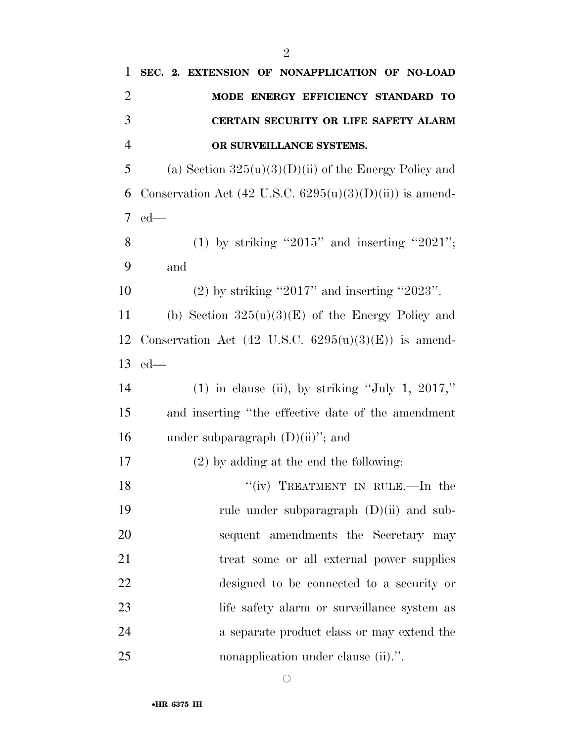## SEC. 2. EXTENSION OF NONAPPLICATION OF NO-LOAD MODE ENERGY EFFICIENCY STANDARD TO CERTAIN SECURITY OR LIFE SAFETY ALARM OR SURVEILLANCE SYSTEMS.

(a) Section 325(u)(3)(D)(ii) of the Energy Policy and Conservation Act (42 U.S.C. 6295(u)(3)(D)(ii)) is amended—

(1) by striking "2015" and inserting "2021"; and

(2) by striking "2017" and inserting "2023".

(b) Section 325(u)(3)(E) of the Energy Policy and Conservation Act (42 U.S.C. 6295(u)(3)(E)) is amended—

(1) in clause (ii), by striking "July 1, 2017," and inserting "the effective date of the amendment under subparagraph (D)(ii)"; and

(2) by adding at the end the following:

"(iv) TREATMENT IN RULE.—In the rule under subparagraph (D)(ii) and subsequent amendments the Secretary may treat some or all external power supplies designed to be connected to a security or life safety alarm or surveillance system as a separate product class or may extend the nonapplication under clause (ii).".

○